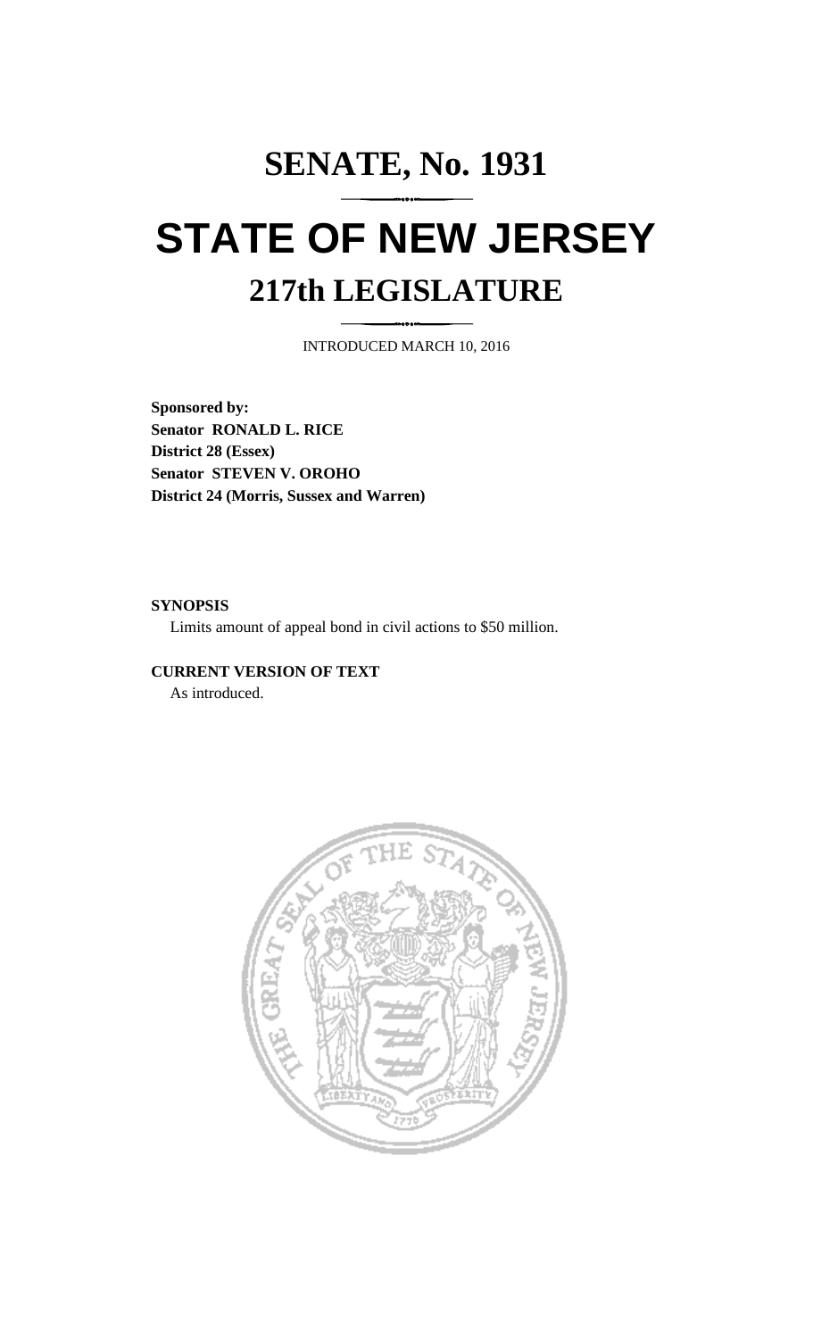# SENATE, No. 1931

# STATE OF NEW JERSEY

## 217th LEGISLATURE

INTRODUCED MARCH 10, 2016

**Sponsored by:**
**Senator RONALD L. RICE**
**District 28 (Essex)**
**Senator STEVEN V. OROHO**
**District 24 (Morris, Sussex and Warren)**

**SYNOPSIS**

Limits amount of appeal bond in civil actions to $50 million.

**CURRENT VERSION OF TEXT**

As introduced.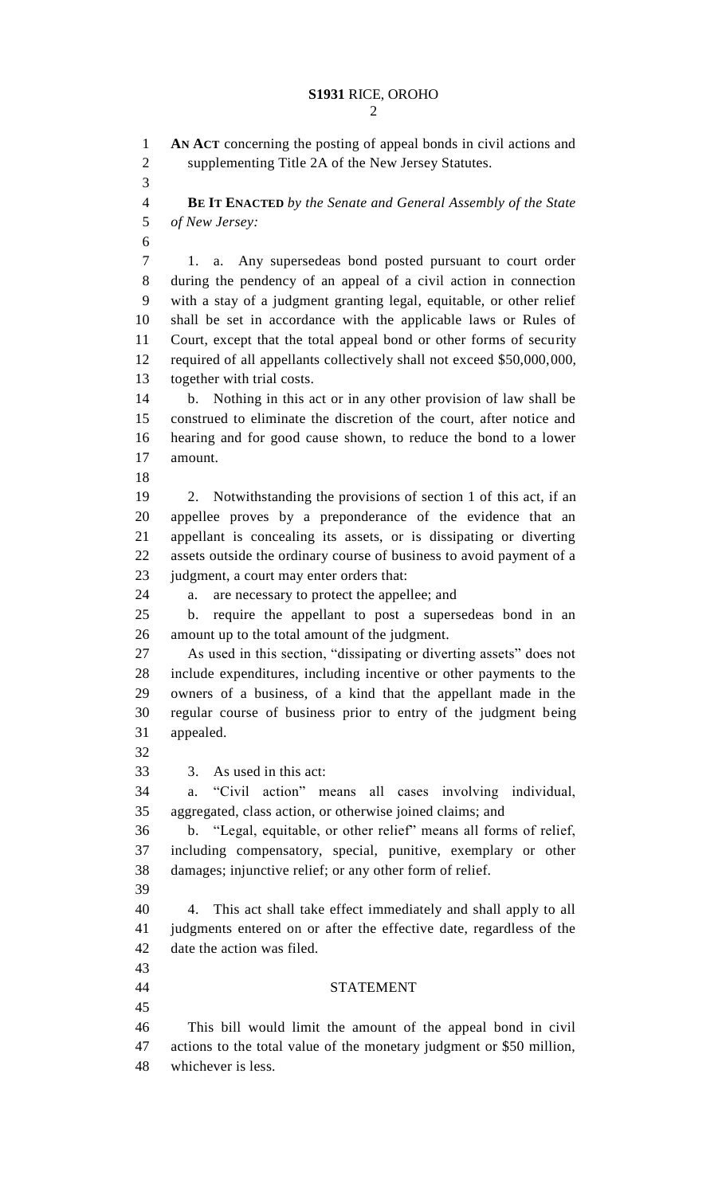**AN ACT** concerning the posting of appeal bonds in civil actions and supplementing Title 2A of the New Jersey Statutes.

**BE IT ENACTED** *by the Senate and General Assembly of the State of New Jersey:*

1. a. Any supersedeas bond posted pursuant to court order during the pendency of an appeal of a civil action in connection with a stay of a judgment granting legal, equitable, or other relief shall be set in accordance with the applicable laws or Rules of Court, except that the total appeal bond or other forms of security required of all appellants collectively shall not exceed $50,000,000, together with trial costs.

b. Nothing in this act or in any other provision of law shall be construed to eliminate the discretion of the court, after notice and hearing and for good cause shown, to reduce the bond to a lower amount.

2. Notwithstanding the provisions of section 1 of this act, if an appellee proves by a preponderance of the evidence that an appellant is concealing its assets, or is dissipating or diverting assets outside the ordinary course of business to avoid payment of a judgment, a court may enter orders that:

a. are necessary to protect the appellee; and

b. require the appellant to post a supersedeas bond in an amount up to the total amount of the judgment.

As used in this section, "dissipating or diverting assets" does not include expenditures, including incentive or other payments to the owners of a business, of a kind that the appellant made in the regular course of business prior to entry of the judgment being appealed.

3. As used in this act:

a. "Civil action" means all cases involving individual, aggregated, class action, or otherwise joined claims; and

b. "Legal, equitable, or other relief" means all forms of relief, including compensatory, special, punitive, exemplary or other damages; injunctive relief; or any other form of relief.

4. This act shall take effect immediately and shall apply to all judgments entered on or after the effective date, regardless of the date the action was filed.

## STATEMENT

This bill would limit the amount of the appeal bond in civil actions to the total value of the monetary judgment or $50 million, whichever is less.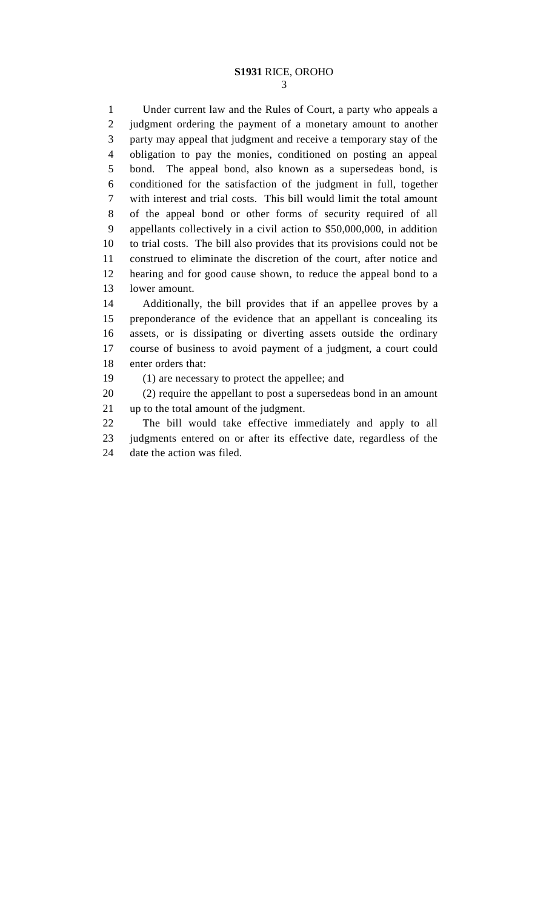Under current law and the Rules of Court, a party who appeals a judgment ordering the payment of a monetary amount to another party may appeal that judgment and receive a temporary stay of the obligation to pay the monies, conditioned on posting an appeal bond. The appeal bond, also known as a supersedeas bond, is conditioned for the satisfaction of the judgment in full, together with interest and trial costs. This bill would limit the total amount of the appeal bond or other forms of security required of all appellants collectively in a civil action to $50,000,000, in addition to trial costs. The bill also provides that its provisions could not be construed to eliminate the discretion of the court, after notice and hearing and for good cause shown, to reduce the appeal bond to a lower amount.

Additionally, the bill provides that if an appellee proves by a preponderance of the evidence that an appellant is concealing its assets, or is dissipating or diverting assets outside the ordinary course of business to avoid payment of a judgment, a court could enter orders that:

(1) are necessary to protect the appellee; and

(2) require the appellant to post a supersedeas bond in an amount up to the total amount of the judgment.

The bill would take effective immediately and apply to all judgments entered on or after its effective date, regardless of the date the action was filed.